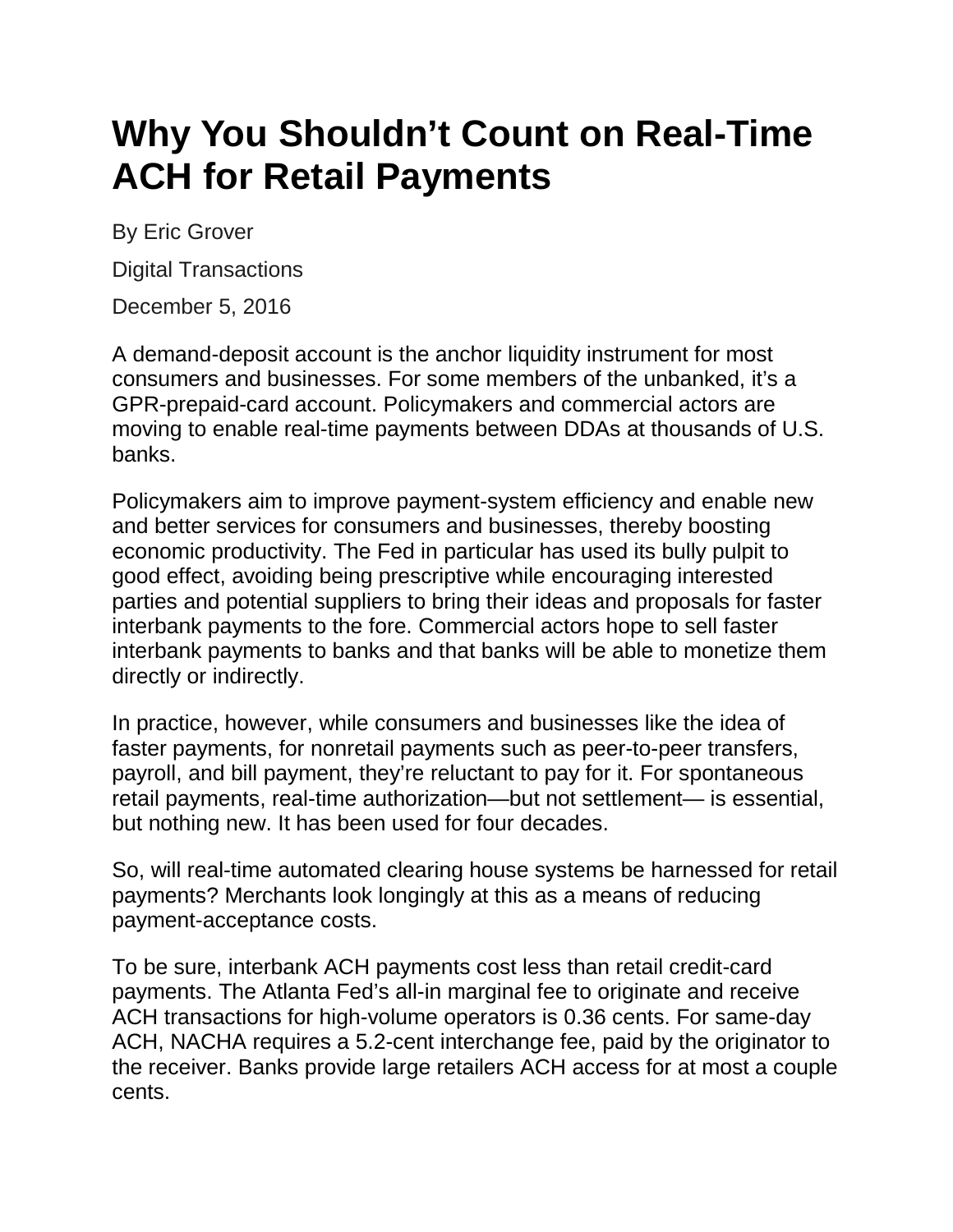# Why You Shouldn't Count on Real-Time ACH for Retail Payments

By Eric Grover

Digital Transactions

December 5, 2016

A demand-deposit account is the anchor liquidity instrument for most consumers and businesses. For some members of the unbanked, it's a GPR-prepaid-card account. Policymakers and commercial actors are moving to enable real-time payments between DDAs at thousands of U.S. banks.

Policymakers aim to improve payment-system efficiency and enable new and better services for consumers and businesses, thereby boosting economic productivity. The Fed in particular has used its bully pulpit to good effect, avoiding being prescriptive while encouraging interested parties and potential suppliers to bring their ideas and proposals for faster interbank payments to the fore. Commercial actors hope to sell faster interbank payments to banks and that banks will be able to monetize them directly or indirectly.

In practice, however, while consumers and businesses like the idea of faster payments, for nonretail payments such as peer-to-peer transfers, payroll, and bill payment, they're reluctant to pay for it. For spontaneous retail payments, real-time authorization—but not settlement— is essential, but nothing new. It has been used for four decades.

So, will real-time automated clearing house systems be harnessed for retail payments? Merchants look longingly at this as a means of reducing payment-acceptance costs.

To be sure, interbank ACH payments cost less than retail credit-card payments. The Atlanta Fed's all-in marginal fee to originate and receive ACH transactions for high-volume operators is 0.36 cents. For same-day ACH, NACHA requires a 5.2-cent interchange fee, paid by the originator to the receiver. Banks provide large retailers ACH access for at most a couple cents.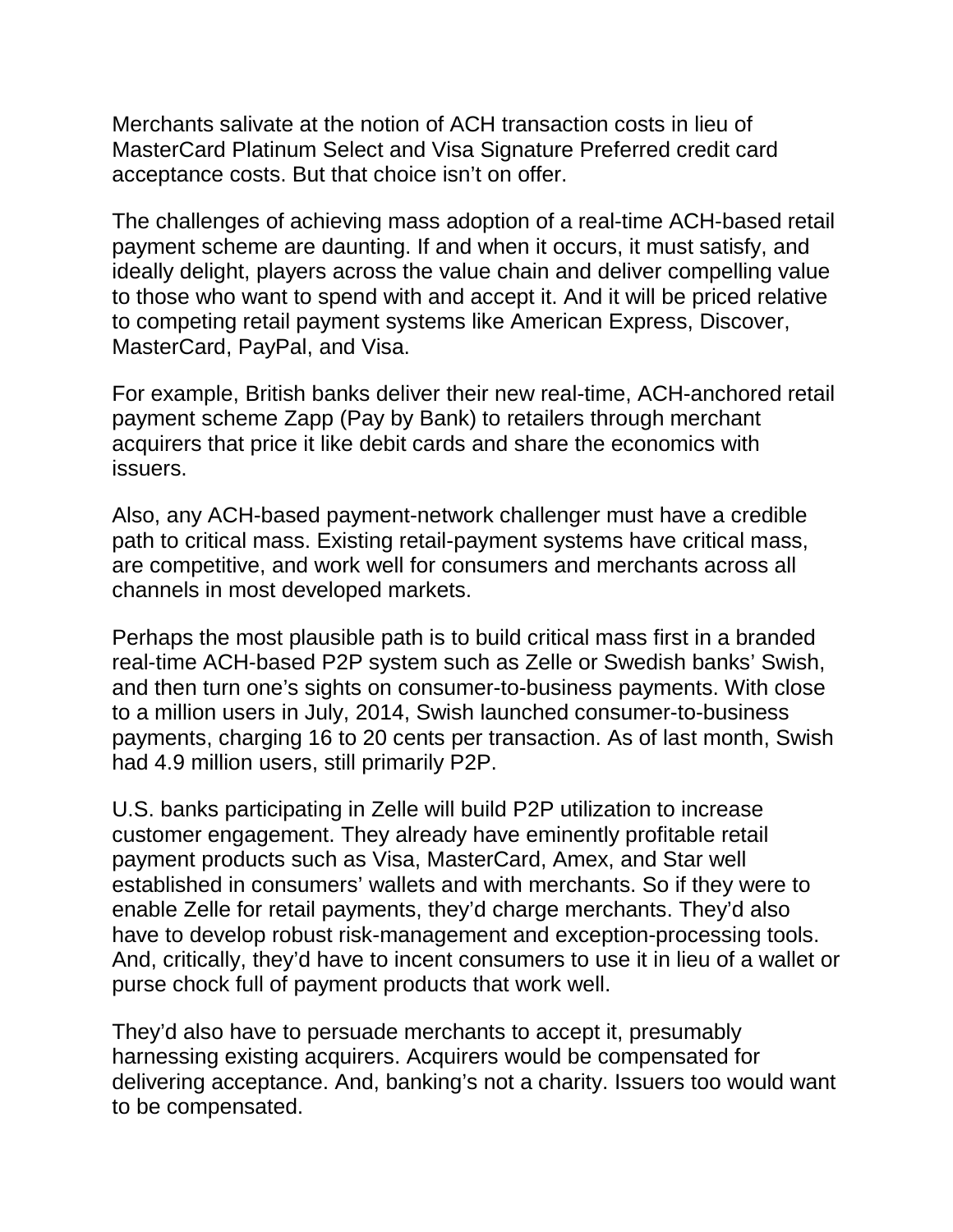Merchants salivate at the notion of ACH transaction costs in lieu of MasterCard Platinum Select and Visa Signature Preferred credit card acceptance costs. But that choice isn't on offer.

The challenges of achieving mass adoption of a real-time ACH-based retail payment scheme are daunting. If and when it occurs, it must satisfy, and ideally delight, players across the value chain and deliver compelling value to those who want to spend with and accept it. And it will be priced relative to competing retail payment systems like American Express, Discover, MasterCard, PayPal, and Visa.

For example, British banks deliver their new real-time, ACH-anchored retail payment scheme Zapp (Pay by Bank) to retailers through merchant acquirers that price it like debit cards and share the economics with issuers.

Also, any ACH-based payment-network challenger must have a credible path to critical mass. Existing retail-payment systems have critical mass, are competitive, and work well for consumers and merchants across all channels in most developed markets.

Perhaps the most plausible path is to build critical mass first in a branded real-time ACH-based P2P system such as Zelle or Swedish banks' Swish, and then turn one's sights on consumer-to-business payments. With close to a million users in July, 2014, Swish launched consumer-to-business payments, charging 16 to 20 cents per transaction. As of last month, Swish had 4.9 million users, still primarily P2P.

U.S. banks participating in Zelle will build P2P utilization to increase customer engagement. They already have eminently profitable retail payment products such as Visa, MasterCard, Amex, and Star well established in consumers' wallets and with merchants. So if they were to enable Zelle for retail payments, they'd charge merchants. They'd also have to develop robust risk-management and exception-processing tools. And, critically, they'd have to incent consumers to use it in lieu of a wallet or purse chock full of payment products that work well.

They'd also have to persuade merchants to accept it, presumably harnessing existing acquirers. Acquirers would be compensated for delivering acceptance. And, banking's not a charity. Issuers too would want to be compensated.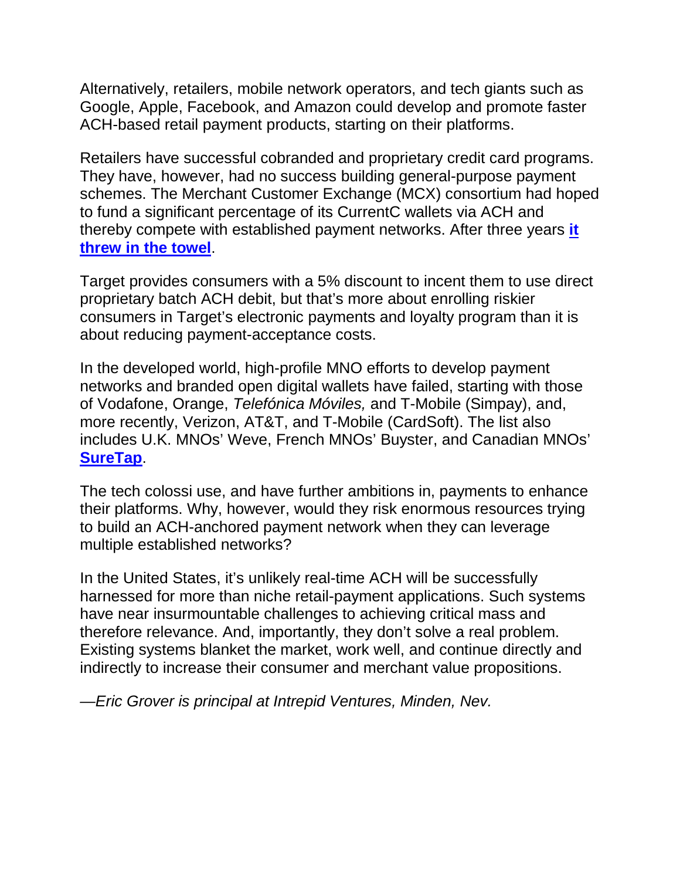Alternatively, retailers, mobile network operators, and tech giants such as Google, Apple, Facebook, and Amazon could develop and promote faster ACH-based retail payment products, starting on their platforms.

Retailers have successful cobranded and proprietary credit card programs. They have, however, had no success building general-purpose payment schemes. The Merchant Customer Exchange (MCX) consortium had hoped to fund a significant percentage of its CurrentC wallets via ACH and thereby compete with established payment networks. After three years **it threw in the towel**.

Target provides consumers with a 5% discount to incent them to use direct proprietary batch ACH debit, but that's more about enrolling riskier consumers in Target's electronic payments and loyalty program than it is about reducing payment-acceptance costs.

In the developed world, high-profile MNO efforts to develop payment networks and branded open digital wallets have failed, starting with those of Vodafone, Orange, *Telefónica Móviles,* and T-Mobile (Simpay), and, more recently, Verizon, AT&T, and T-Mobile (CardSoft). The list also includes U.K. MNOs' Weve, French MNOs' Buyster, and Canadian MNOs' **SureTap**.

The tech colossi use, and have further ambitions in, payments to enhance their platforms. Why, however, would they risk enormous resources trying to build an ACH-anchored payment network when they can leverage multiple established networks?

In the United States, it's unlikely real-time ACH will be successfully harnessed for more than niche retail-payment applications. Such systems have near insurmountable challenges to achieving critical mass and therefore relevance. And, importantly, they don't solve a real problem. Existing systems blanket the market, work well, and continue directly and indirectly to increase their consumer and merchant value propositions.

*—Eric Grover is principal at Intrepid Ventures, Minden, Nev.*